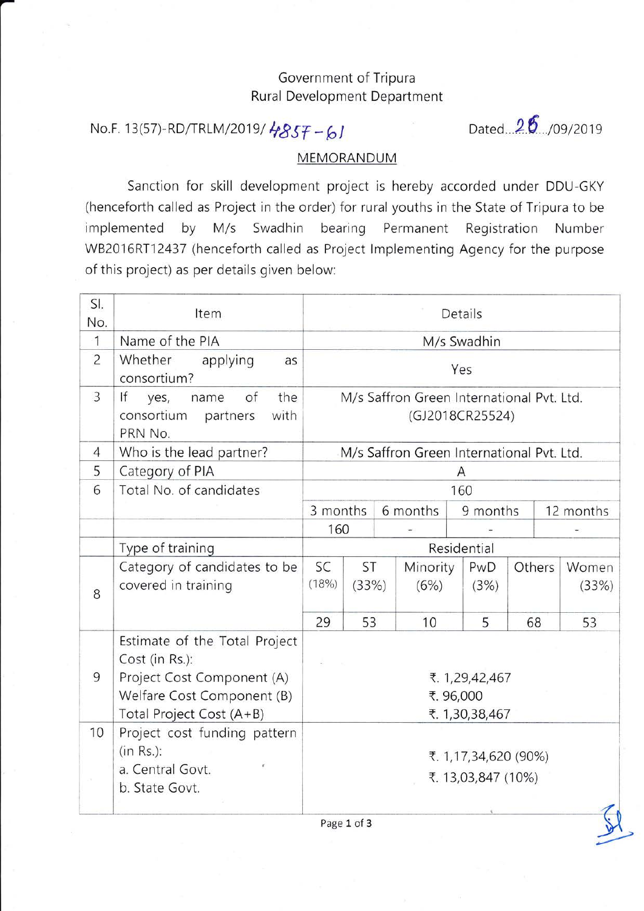Government of Tripura
Rural Development Department

No.F. 13(57)-RD/TRLM/2019/ 4857-61 Dated...26.../09/2019

MEMORANDUM

Sanction for skill development project is hereby accorded under DDU-GKY (henceforth called as Project in the order) for rural youths in the State of Tripura to be implemented by M/s Swadhin bearing Permanent Registration Number WB2016RT12437 (henceforth called as Project Implementing Agency for the purpose of this project) as per details given below:

| Sl. No. | Item | Details | | | | | |
|---|---|---|---|---|---|---|---|
| 1 | Name of the PIA | M/s Swadhin | | | | | |
| 2 | Whether applying as consortium? | Yes | | | | | |
| 3 | If yes, name of the consortium partners with PRN No. | M/s Saffron Green International Pvt. Ltd. (GJ2018CR25524) | | | | | |
| 4 | Who is the lead partner? | M/s Saffron Green International Pvt. Ltd. | | | | | |
| 5 | Category of PIA | A | | | | | |
| 6 | Total No. of candidates | 160 | | | | | |
| | | 3 months | 6 months | 9 months | 12 months | | |
| | | 160 | - | - | - | | |
| | Type of training | Residential | | | | | |
| 8 | Category of candidates to be covered in training | SC (18%) | ST (33%) | Minority (6%) | PwD (3%) | Others | Women (33%) |
| | | 29 | 53 | 10 | 5 | 68 | 53 |
| 9 | Estimate of the Total Project Cost (in Rs.):<br>Project Cost Component (A)<br>Welfare Cost Component (B)<br>Total Project Cost (A+B) | ₹. 1,29,42,467<br>₹. 96,000<br>₹. 1,30,38,467 | | | | | |
| 10 | Project cost funding pattern (in Rs.):<br>a. Central Govt.<br>b. State Govt. | ₹. 1,17,34,620 (90%)<br>₹. 13,03,847 (10%) | | | | | |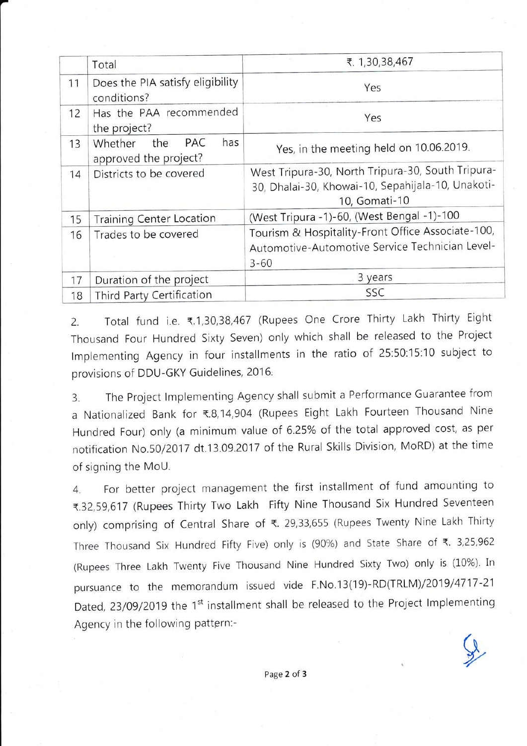| | Total | ₹. 1,30,38,467 |
|---|---|---|
| 11 | Does the PIA satisfy eligibility conditions? | Yes |
| 12 | Has the PAA recommended the project? | Yes |
| 13 | Whether the PAC has approved the project? | Yes, in the meeting held on 10.06.2019. |
| 14 | Districts to be covered | West Tripura-30, North Tripura-30, South Tripura-30, Dhalai-30, Khowai-10, Sepahijala-10, Unakoti-10, Gomati-10 |
| 15 | Training Center Location | (West Tripura -1)-60, (West Bengal -1)-100 |
| 16 | Trades to be covered | Tourism & Hospitality-Front Office Associate-100, Automotive-Automotive Service Technician Level-3-60 |
| 17 | Duration of the project | 3 years |
| 18 | Third Party Certification | SSC |

2. Total fund i.e. ₹.1,30,38,467 (Rupees One Crore Thirty Lakh Thirty Eight Thousand Four Hundred Sixty Seven) only which shall be released to the Project Implementing Agency in four installments in the ratio of 25:50:15:10 subject to provisions of DDU-GKY Guidelines, 2016.

3. The Project Implementing Agency shall submit a Performance Guarantee from a Nationalized Bank for ₹.8,14,904 (Rupees Eight Lakh Fourteen Thousand Nine Hundred Four) only (a minimum value of 6.25% of the total approved cost, as per notification No.50/2017 dt.13.09.2017 of the Rural Skills Division, MoRD) at the time of signing the MoU.

4. For better project management the first installment of fund amounting to ₹.32,59,617 (Rupees Thirty Two Lakh Fifty Nine Thousand Six Hundred Seventeen only) comprising of Central Share of ₹. 29,33,655 (Rupees Twenty Nine Lakh Thirty Three Thousand Six Hundred Fifty Five) only is (90%) and State Share of ₹. 3,25,962 (Rupees Three Lakh Twenty Five Thousand Nine Hundred Sixty Two) only is (10%). In pursuance to the memorandum issued vide F.No.13(19)-RD(TRLM)/2019/4717-21 Dated, 23/09/2019 the 1st installment shall be released to the Project Implementing Agency in the following pattern:-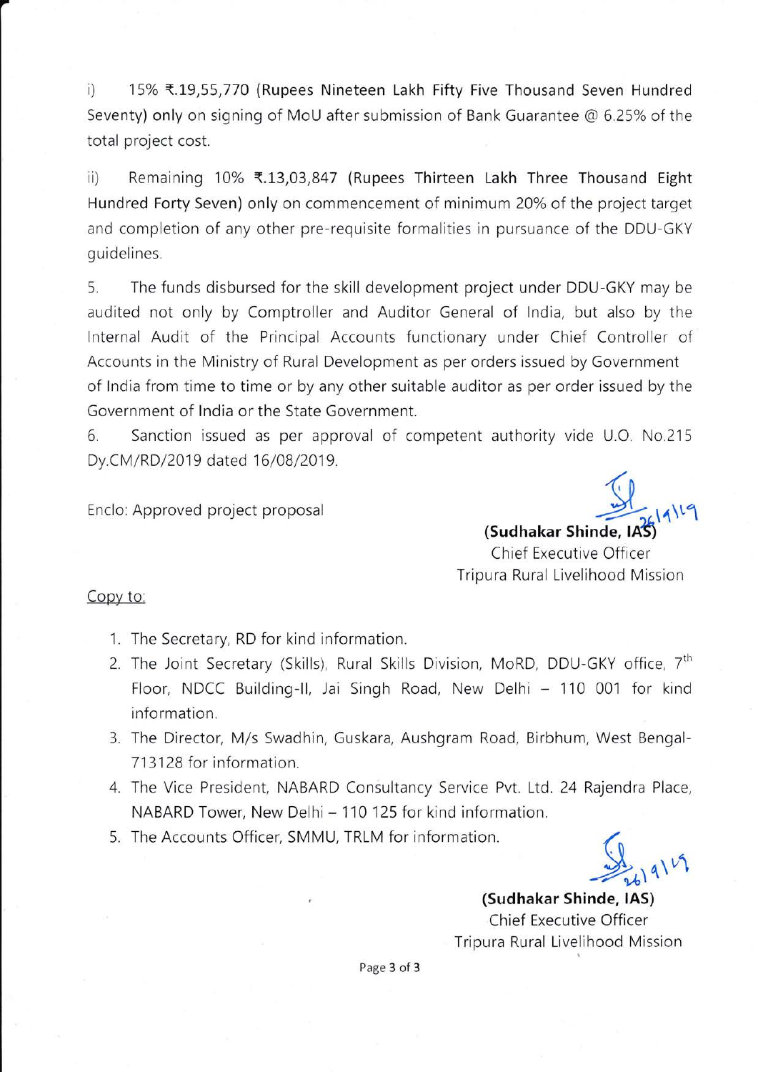i) 15% ₹.19,55,770 (Rupees Nineteen Lakh Fifty Five Thousand Seven Hundred Seventy) only on signing of MoU after submission of Bank Guarantee @ 6.25% of the total project cost.

ii) Remaining 10% ₹.13,03,847 (Rupees Thirteen Lakh Three Thousand Eight Hundred Forty Seven) only on commencement of minimum 20% of the project target and completion of any other pre-requisite formalities in pursuance of the DDU-GKY guidelines.

5. The funds disbursed for the skill development project under DDU-GKY may be audited not only by Comptroller and Auditor General of India, but also by the Internal Audit of the Principal Accounts functionary under Chief Controller of Accounts in the Ministry of Rural Development as per orders issued by Government of India from time to time or by any other suitable auditor as per order issued by the Government of India or the State Government.

6. Sanction issued as per approval of competent authority vide U.O. No.215 Dy.CM/RD/2019 dated 16/08/2019.

Enclo: Approved project proposal

26/9/19

**(Sudhakar Shinde, IAS)**
Chief Executive Officer
Tripura Rural Livelihood Mission

Copy to:

1. The Secretary, RD for kind information.
2. The Joint Secretary (Skills), Rural Skills Division, MoRD, DDU-GKY office, 7th Floor, NDCC Building-II, Jai Singh Road, New Delhi – 110 001 for kind information.
3. The Director, M/s Swadhin, Guskara, Aushgram Road, Birbhum, West Bengal-713128 for information.
4. The Vice President, NABARD Consultancy Service Pvt. Ltd. 24 Rajendra Place, NABARD Tower, New Delhi – 110 125 for kind information.
5. The Accounts Officer, SMMU, TRLM for information.

26/9/19

**(Sudhakar Shinde, IAS)**
Chief Executive Officer
Tripura Rural Livelihood Mission